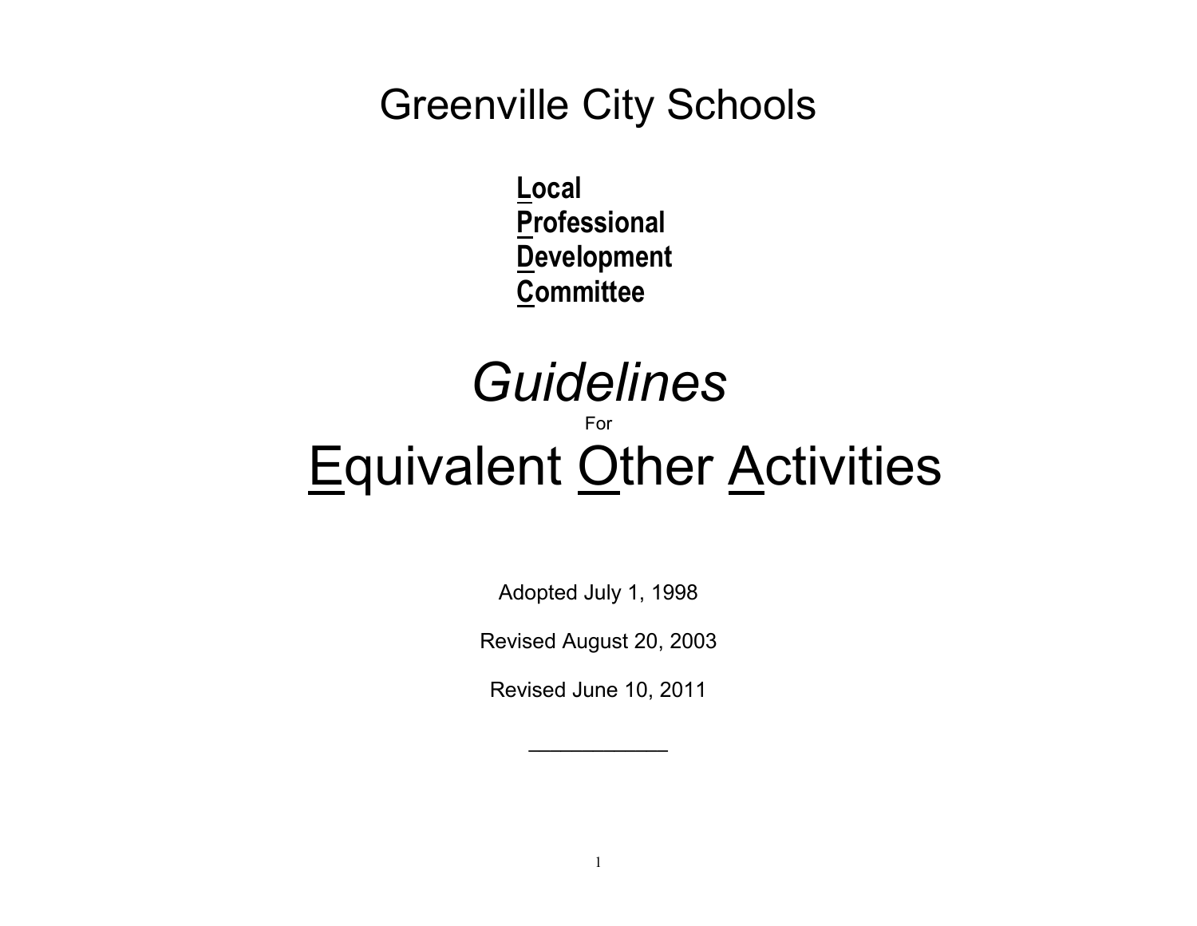# Greenville City Schools

**Local**
**Professional**
**Development**
**Committee**

# *Guidelines*

For

# Equivalent Other Activities

Adopted July 1, 1998

Revised August 20, 2003

Revised June 10, 2011

___________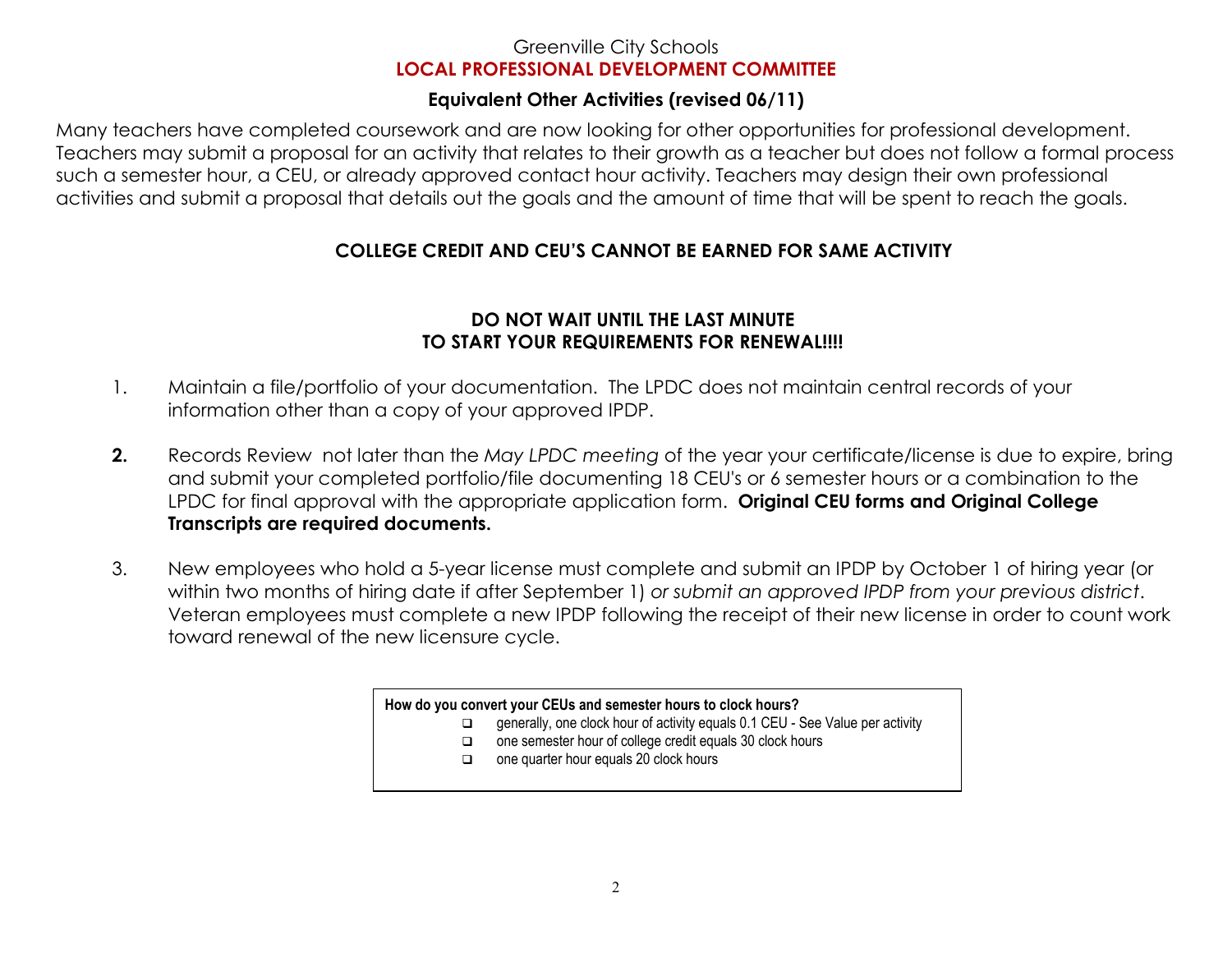Greenville City Schools

**LOCAL PROFESSIONAL DEVELOPMENT COMMITTEE**

**Equivalent Other Activities (revised 06/11)**

Many teachers have completed coursework and are now looking for other opportunities for professional development. Teachers may submit a proposal for an activity that relates to their growth as a teacher but does not follow a formal process such a semester hour, a CEU, or already approved contact hour activity. Teachers may design their own professional activities and submit a proposal that details out the goals and the amount of time that will be spent to reach the goals.

**COLLEGE CREDIT AND CEU'S CANNOT BE EARNED FOR SAME ACTIVITY**

**DO NOT WAIT UNTIL THE LAST MINUTE**
**TO START YOUR REQUIREMENTS FOR RENEWAL!!!!**

1. Maintain a file/portfolio of your documentation. The LPDC does not maintain central records of your information other than a copy of your approved IPDP.

2. Records Review not later than the *May LPDC meeting* of the year your certificate/license is due to expire, bring and submit your completed portfolio/file documenting 18 CEU's or 6 semester hours or a combination to the LPDC for final approval with the appropriate application form. **Original CEU forms and Original College Transcripts are required documents.**

3. New employees who hold a 5-year license must complete and submit an IPDP by October 1 of hiring year (or within two months of hiring date if after September 1) *or submit an approved IPDP from your previous district*. Veteran employees must complete a new IPDP following the receipt of their new license in order to count work toward renewal of the new licensure cycle.

**How do you convert your CEUs and semester hours to clock hours?**

- generally, one clock hour of activity equals 0.1 CEU - See Value per activity
- one semester hour of college credit equals 30 clock hours
- one quarter hour equals 20 clock hours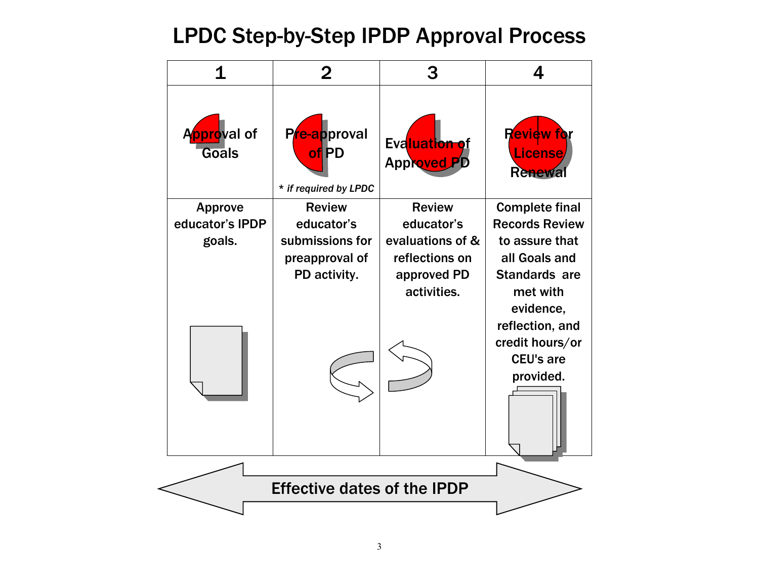# LPDC Step-by-Step IPDP Approval Process

| 1 | 2 | 3 | 4 |
|---|---|---|---|
| Approval of Goals | Pre-approval of PD<br>* *if required by LPDC* | Evaluation of Approved PD | Review for License Renewal |
| Approve educator's IPDP goals. | Review educator's submissions for preapproval of PD activity. | Review educator's evaluations of & reflections on approved PD activities. | Complete final Records Review to assure that all Goals and Standards are met with evidence, reflection, and credit hours/or CEU's are provided. |

Effective dates of the IPDP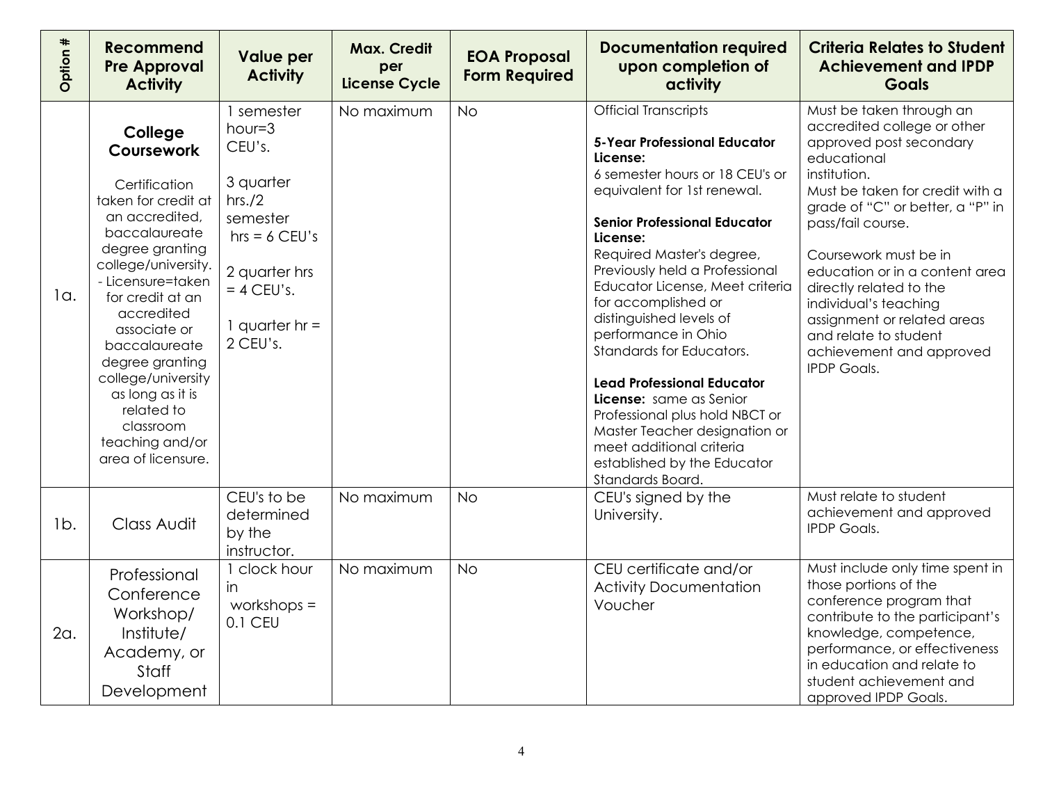| Option # | Recommend Pre Approval Activity | Value per Activity | Max. Credit per License Cycle | EOA Proposal Form Required | Documentation required upon completion of activity | Criteria Relates to Student Achievement and IPDP Goals |
|---|---|---|---|---|---|---|
| 1a. | **College Coursework**<br><br>Certification taken for credit at an accredited, baccalaureate degree granting college/university. - Licensure=taken for credit at an accredited associate or baccalaureate degree granting college/university as long as it is related to classroom teaching and/or area of licensure. | 1 semester hour=3 CEU's.<br><br>3 quarter hrs./2 semester hrs = 6 CEU's<br><br>2 quarter hrs = 4 CEU's.<br><br>1 quarter hr = 2 CEU's. | No maximum | No | Official Transcripts<br><br>**5-Year Professional Educator License:**<br>6 semester hours or 18 CEU's or equivalent for 1st renewal.<br><br>**Senior Professional Educator License:**<br>Required Master's degree, Previously held a Professional Educator License, Meet criteria for accomplished or distinguished levels of performance in Ohio Standards for Educators.<br><br>**Lead Professional Educator License:** same as Senior Professional plus hold NBCT or Master Teacher designation or meet additional criteria established by the Educator Standards Board. | Must be taken through an accredited college or other approved post secondary educational institution.<br>Must be taken for credit with a grade of "C" or better, a "P" in pass/fail course.<br><br>Coursework must be in education or in a content area directly related to the individual's teaching assignment or related areas and relate to student achievement and approved IPDP Goals. |
| 1b. | Class Audit | CEU's to be determined by the instructor. | No maximum | No | CEU's signed by the University. | Must relate to student achievement and approved IPDP Goals. |
| 2a. | Professional Conference Workshop/ Institute/ Academy, or Staff Development | 1 clock hour in workshops = 0.1 CEU | No maximum | No | CEU certificate and/or Activity Documentation Voucher | Must include only time spent in those portions of the conference program that contribute to the participant's knowledge, competence, performance, or effectiveness in education and relate to student achievement and approved IPDP Goals. |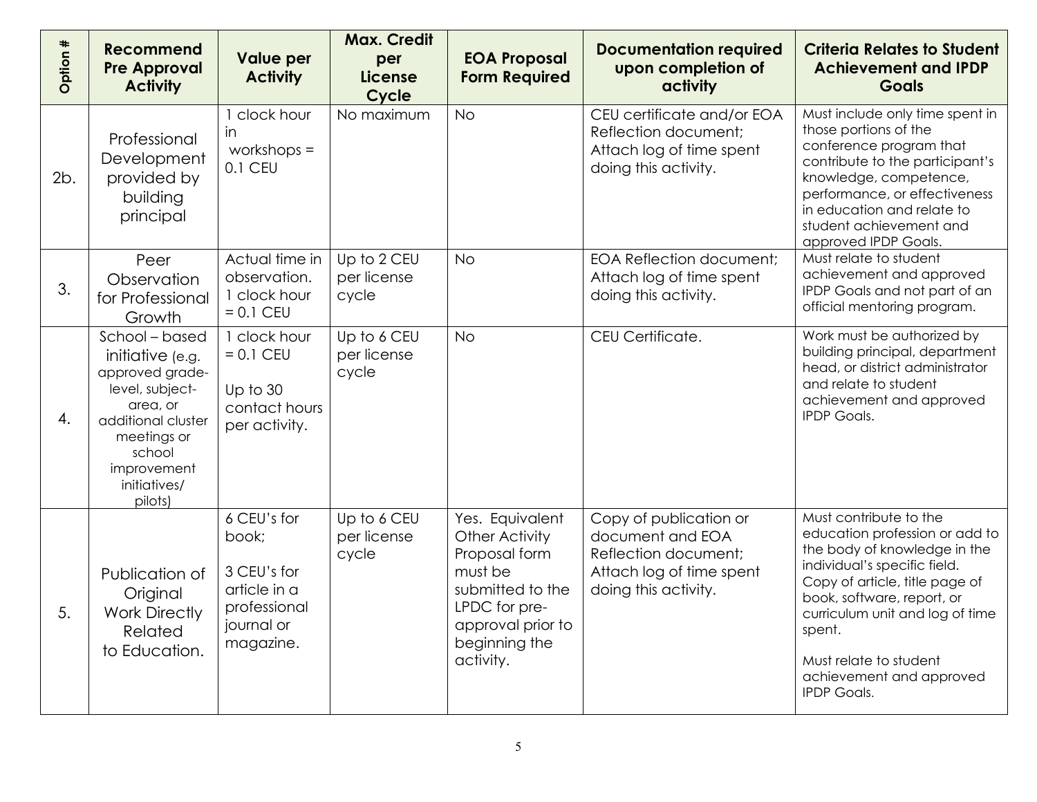| Option # | Recommend Pre Approval Activity | Value per Activity | Max. Credit per License Cycle | EOA Proposal Form Required | Documentation required upon completion of activity | Criteria Relates to Student Achievement and IPDP Goals |
|---|---|---|---|---|---|---|
| 2b. | Professional Development provided by building principal | 1 clock hour in workshops = 0.1 CEU | No maximum | No | CEU certificate and/or EOA Reflection document; Attach log of time spent doing this activity. | Must include only time spent in those portions of the conference program that contribute to the participant's knowledge, competence, performance, or effectiveness in education and relate to student achievement and approved IPDP Goals. |
| 3. | Peer Observation for Professional Growth | Actual time in observation. 1 clock hour = 0.1 CEU | Up to 2 CEU per license cycle | No | EOA Reflection document; Attach log of time spent doing this activity. | Must relate to student achievement and approved IPDP Goals and not part of an official mentoring program. |
| 4. | School – based initiative (e.g. approved grade-level, subject-area, or additional cluster meetings or school improvement initiatives/ pilots) | 1 clock hour = 0.1 CEU<br><br>Up to 30 contact hours per activity. | Up to 6 CEU per license cycle | No | CEU Certificate. | Work must be authorized by building principal, department head, or district administrator and relate to student achievement and approved IPDP Goals. |
| 5. | Publication of Original Work Directly Related to Education. | 6 CEU's for book;<br><br>3 CEU's for article in a professional journal or magazine. | Up to 6 CEU per license cycle | Yes. Equivalent Other Activity Proposal form must be submitted to the LPDC for pre-approval prior to beginning the activity. | Copy of publication or document and EOA Reflection document; Attach log of time spent doing this activity. | Must contribute to the education profession or add to the body of knowledge in the individual's specific field. Copy of article, title page of book, software, report, or curriculum unit and log of time spent.<br><br>Must relate to student achievement and approved IPDP Goals. |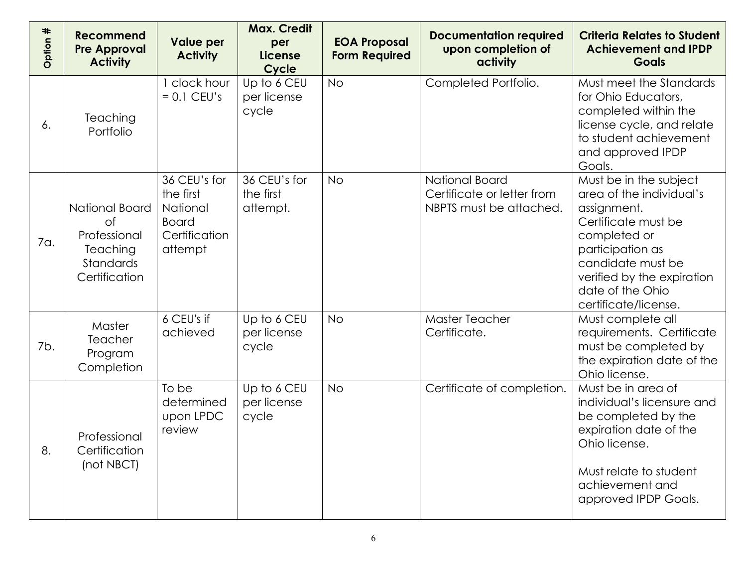| Option # | Recommend Pre Approval Activity | Value per Activity | Max. Credit per License Cycle | EOA Proposal Form Required | Documentation required upon completion of activity | Criteria Relates to Student Achievement and IPDP Goals |
|---|---|---|---|---|---|---|
| 6. | Teaching Portfolio | 1 clock hour = 0.1 CEU's | Up to 6 CEU per license cycle | No | Completed Portfolio. | Must meet the Standards for Ohio Educators, completed within the license cycle, and relate to student achievement and approved IPDP Goals. |
| 7a. | National Board of Professional Teaching Standards Certification | 36 CEU's for the first National Board Certification attempt | 36 CEU's for the first attempt. | No | National Board Certificate or letter from NBPTS must be attached. | Must be in the subject area of the individual's assignment. Certificate must be completed or participation as candidate must be verified by the expiration date of the Ohio certificate/license. |
| 7b. | Master Teacher Program Completion | 6 CEU's if achieved | Up to 6 CEU per license cycle | No | Master Teacher Certificate. | Must complete all requirements. Certificate must be completed by the expiration date of the Ohio license. |
| 8. | Professional Certification (not NBCT) | To be determined upon LPDC review | Up to 6 CEU per license cycle | No | Certificate of completion. | Must be in area of individual's licensure and be completed by the expiration date of the Ohio license.<br><br>Must relate to student achievement and approved IPDP Goals. |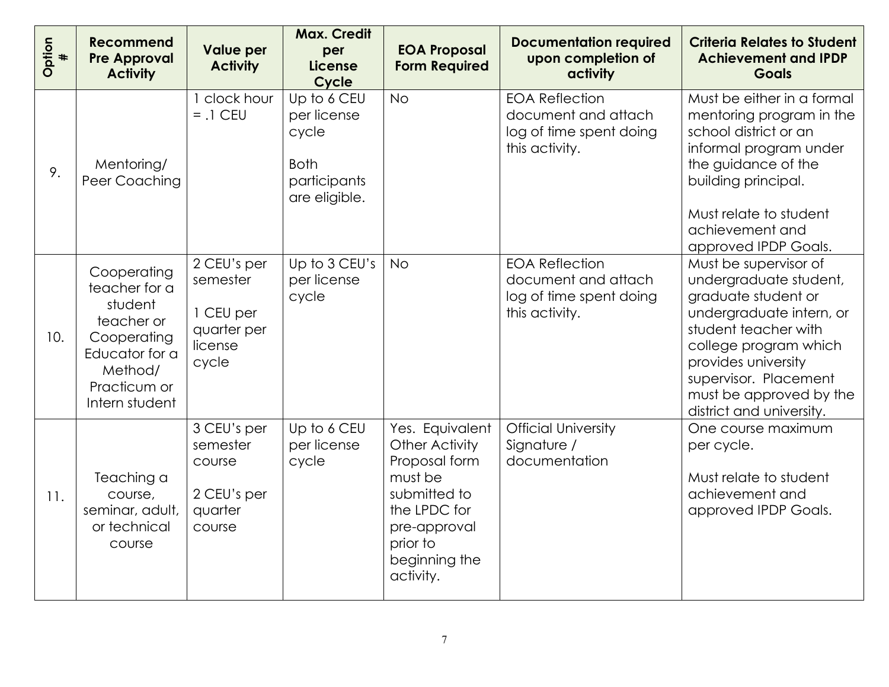| Option # | Recommend Pre Approval Activity | Value per Activity | Max. Credit per License Cycle | EOA Proposal Form Required | Documentation required upon completion of activity | Criteria Relates to Student Achievement and IPDP Goals |
|---|---|---|---|---|---|---|
| 9. | Mentoring/ Peer Coaching | 1 clock hour = .1 CEU | Up to 6 CEU per license cycle<br><br>Both participants are eligible. | No | EOA Reflection document and attach log of time spent doing this activity. | Must be either in a formal mentoring program in the school district or an informal program under the guidance of the building principal.<br><br>Must relate to student achievement and approved IPDP Goals. |
| 10. | Cooperating teacher for a student teacher or Cooperating Educator for a Method/ Practicum or Intern student | 2 CEU's per semester<br><br>1 CEU per quarter per license cycle | Up to 3 CEU's per license cycle | No | EOA Reflection document and attach log of time spent doing this activity. | Must be supervisor of undergraduate student, graduate student or undergraduate intern, or student teacher with college program which provides university supervisor. Placement must be approved by the district and university. |
| 11. | Teaching a course, seminar, adult, or technical course | 3 CEU's per semester course<br><br>2 CEU's per quarter course | Up to 6 CEU per license cycle | Yes. Equivalent Other Activity Proposal form must be submitted to the LPDC for pre-approval prior to beginning the activity. | Official University Signature / documentation | One course maximum per cycle.<br><br>Must relate to student achievement and approved IPDP Goals. |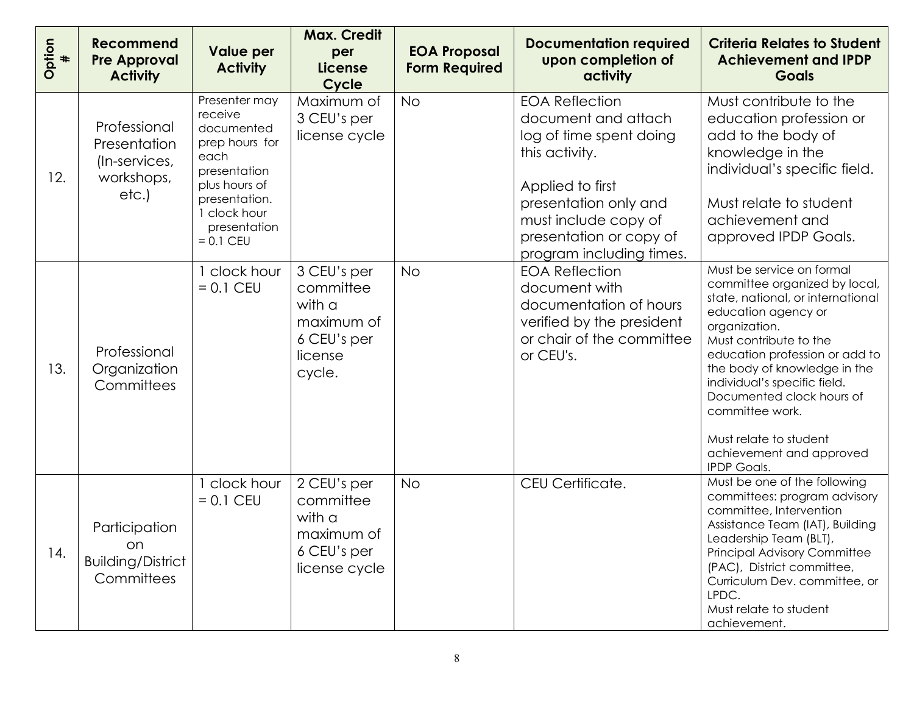| Option # | Recommend Pre Approval Activity | Value per Activity | Max. Credit per License Cycle | EOA Proposal Form Required | Documentation required upon completion of activity | Criteria Relates to Student Achievement and IPDP Goals |
|---|---|---|---|---|---|---|
| 12. | Professional Presentation (In-services, workshops, etc.) | Presenter may receive documented prep hours for each presentation plus hours of presentation. 1 clock hour presentation = 0.1 CEU | Maximum of 3 CEU's per license cycle | No | EOA Reflection document and attach log of time spent doing this activity.<br><br>Applied to first presentation only and must include copy of presentation or copy of program including times. | Must contribute to the education profession or add to the body of knowledge in the individual's specific field.<br><br>Must relate to student achievement and approved IPDP Goals. |
| 13. | Professional Organization Committees | 1 clock hour = 0.1 CEU | 3 CEU's per committee with a maximum of 6 CEU's per license cycle. | No | EOA Reflection document with documentation of hours verified by the president or chair of the committee or CEU's. | Must be service on formal committee organized by local, state, national, or international education agency or organization.<br>Must contribute to the education profession or add to the body of knowledge in the individual's specific field.<br>Documented clock hours of committee work.<br><br>Must relate to student achievement and approved IPDP Goals. |
| 14. | Participation on Building/District Committees | 1 clock hour = 0.1 CEU | 2 CEU's per committee with a maximum of 6 CEU's per license cycle | No | CEU Certificate. | Must be one of the following committees: program advisory committee, Intervention Assistance Team (IAT), Building Leadership Team (BLT), Principal Advisory Committee (PAC), District committee, Curriculum Dev. committee, or LPDC.<br>Must relate to student achievement. |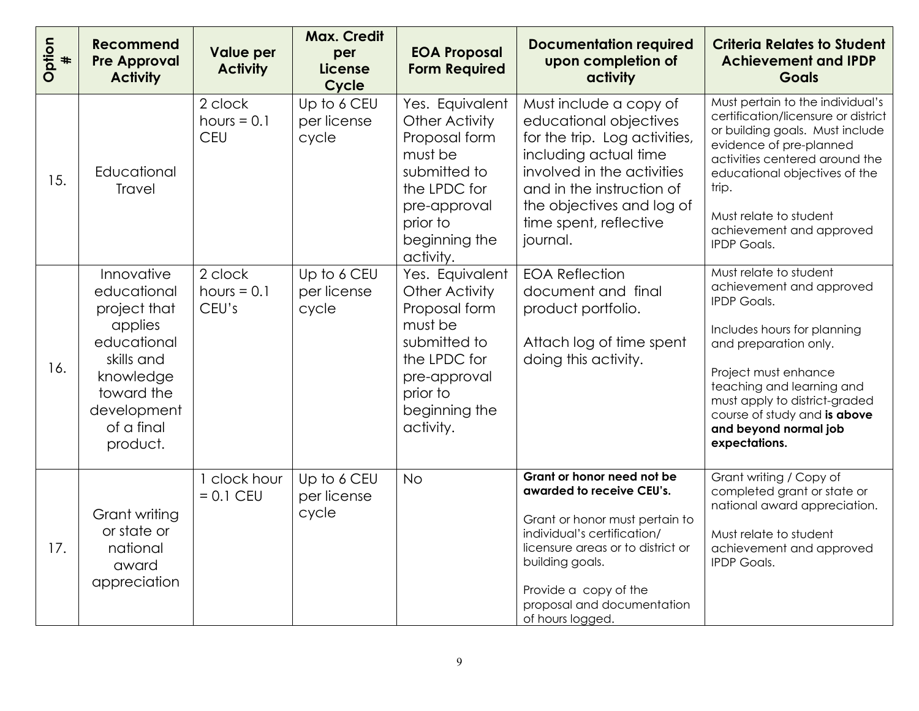| Option # | Recommend Pre Approval Activity | Value per Activity | Max. Credit per License Cycle | EOA Proposal Form Required | Documentation required upon completion of activity | Criteria Relates to Student Achievement and IPDP Goals |
|---|---|---|---|---|---|---|
| 15. | Educational Travel | 2 clock hours = 0.1 CEU | Up to 6 CEU per license cycle | Yes. Equivalent Other Activity Proposal form must be submitted to the LPDC for pre-approval prior to beginning the activity. | Must include a copy of educational objectives for the trip. Log activities, including actual time involved in the activities and in the instruction of the objectives and log of time spent, reflective journal. | Must pertain to the individual's certification/licensure or district or building goals. Must include evidence of pre-planned activities centered around the educational objectives of the trip.<br><br>Must relate to student achievement and approved IPDP Goals. |
| 16. | Innovative educational project that applies educational skills and knowledge toward the development of a final product. | 2 clock hours = 0.1 CEU's | Up to 6 CEU per license cycle | Yes. Equivalent Other Activity Proposal form must be submitted to the LPDC for pre-approval prior to beginning the activity. | EOA Reflection document and final product portfolio.<br><br>Attach log of time spent doing this activity. | Must relate to student achievement and approved IPDP Goals.<br><br>Includes hours for planning and preparation only.<br><br>Project must enhance teaching and learning and must apply to district-graded course of study and **is above and beyond normal job expectations.** |
| 17. | Grant writing or state or national award appreciation | 1 clock hour = 0.1 CEU | Up to 6 CEU per license cycle | No | **Grant or honor need not be awarded to receive CEU's.**<br><br>Grant or honor must pertain to individual's certification/ licensure areas or to district or building goals.<br><br>Provide a copy of the proposal and documentation of hours logged. | Grant writing / Copy of completed grant or state or national award appreciation.<br><br>Must relate to student achievement and approved IPDP Goals. |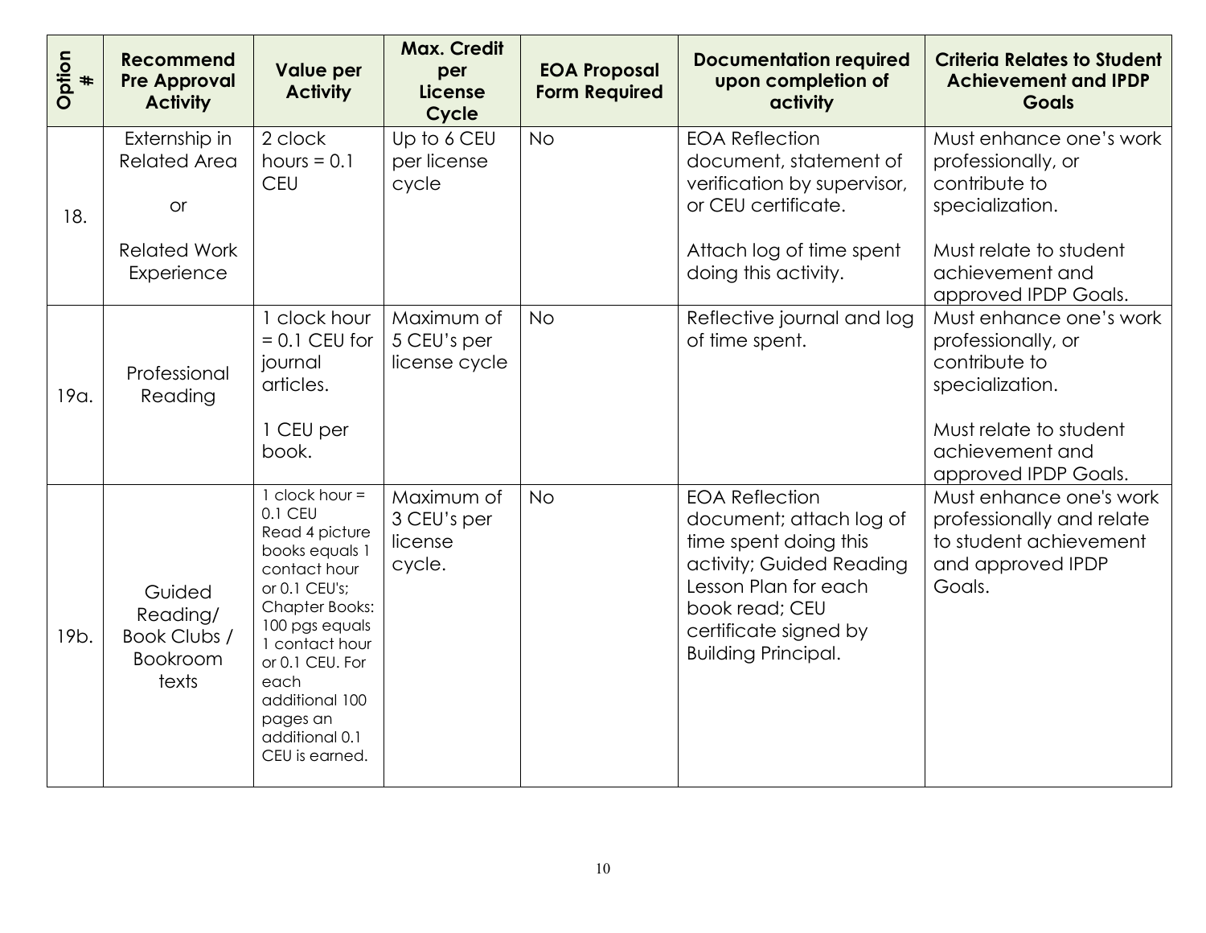| Option # | Recommend Pre Approval Activity | Value per Activity | Max. Credit per License Cycle | EOA Proposal Form Required | Documentation required upon completion of activity | Criteria Relates to Student Achievement and IPDP Goals |
|---|---|---|---|---|---|---|
| 18. | Externship in Related Area<br><br>or<br><br>Related Work Experience | 2 clock hours = 0.1 CEU | Up to 6 CEU per license cycle | No | EOA Reflection document, statement of verification by supervisor, or CEU certificate.<br><br>Attach log of time spent doing this activity. | Must enhance one's work professionally, or contribute to specialization.<br><br>Must relate to student achievement and approved IPDP Goals. |
| 19a. | Professional Reading | 1 clock hour = 0.1 CEU for journal articles.<br><br>1 CEU per book. | Maximum of 5 CEU's per license cycle | No | Reflective journal and log of time spent. | Must enhance one's work professionally, or contribute to specialization.<br><br>Must relate to student achievement and approved IPDP Goals. |
| 19b. | Guided Reading/ Book Clubs / Bookroom texts | 1 clock hour = 0.1 CEU<br>Read 4 picture books equals 1 contact hour or 0.1 CEU's;<br>Chapter Books: 100 pgs equals 1 contact hour or 0.1 CEU. For each additional 100 pages an additional 0.1 CEU is earned. | Maximum of 3 CEU's per license cycle. | No | EOA Reflection document; attach log of time spent doing this activity; Guided Reading Lesson Plan for each book read; CEU certificate signed by Building Principal. | Must enhance one's work professionally and relate to student achievement and approved IPDP Goals. |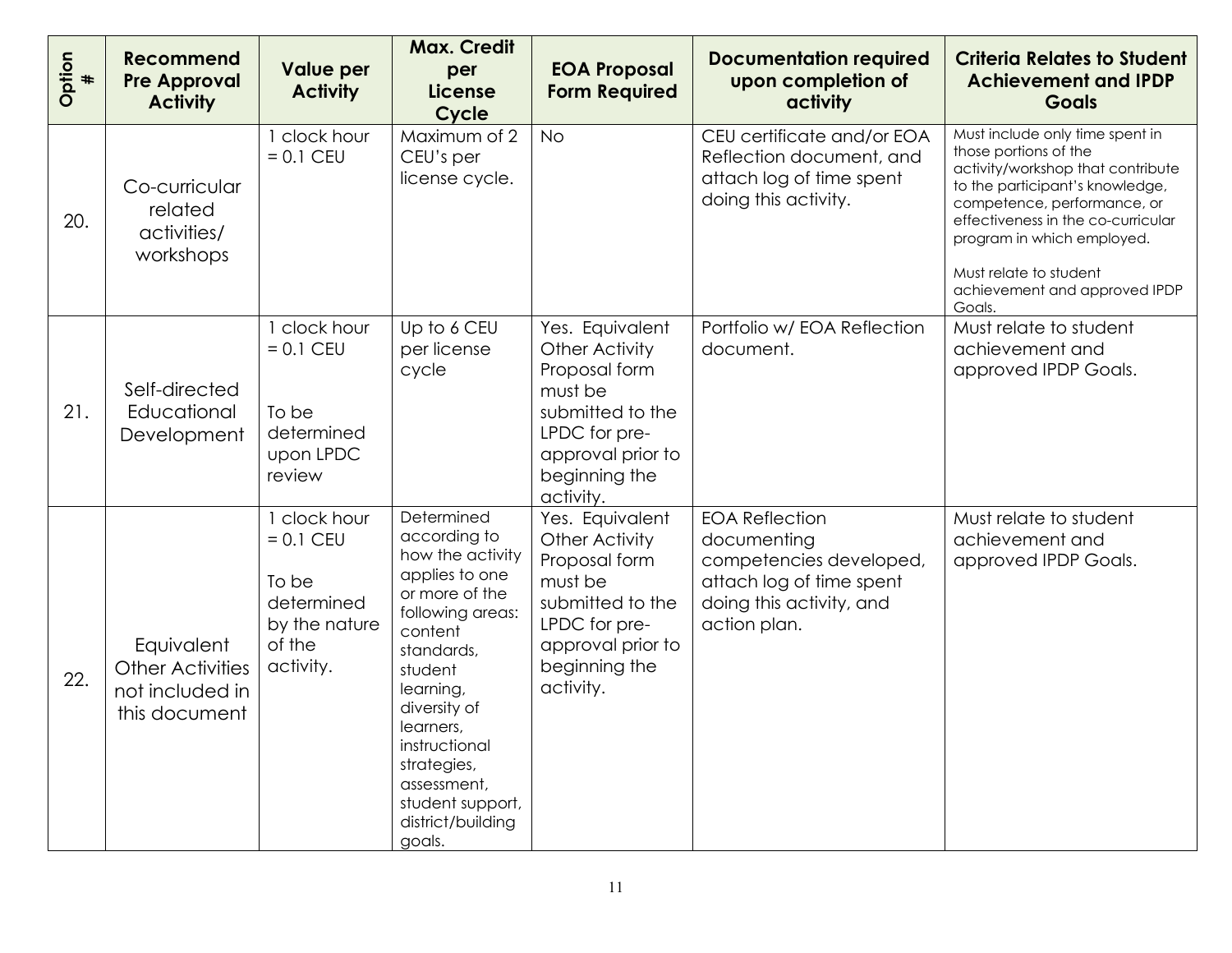| Option # | Recommend Pre Approval Activity | Value per Activity | Max. Credit per License Cycle | EOA Proposal Form Required | Documentation required upon completion of activity | Criteria Relates to Student Achievement and IPDP Goals |
|---|---|---|---|---|---|---|
| 20. | Co-curricular related activities/ workshops | 1 clock hour = 0.1 CEU | Maximum of 2 CEU's per license cycle. | No | CEU certificate and/or EOA Reflection document, and attach log of time spent doing this activity. | Must include only time spent in those portions of the activity/workshop that contribute to the participant's knowledge, competence, performance, or effectiveness in the co-curricular program in which employed.<br><br>Must relate to student achievement and approved IPDP Goals. |
| 21. | Self-directed Educational Development | 1 clock hour = 0.1 CEU<br><br>To be determined upon LPDC review | Up to 6 CEU per license cycle | Yes. Equivalent Other Activity Proposal form must be submitted to the LPDC for pre-approval prior to beginning the activity. | Portfolio w/ EOA Reflection document. | Must relate to student achievement and approved IPDP Goals. |
| 22. | Equivalent Other Activities not included in this document | 1 clock hour = 0.1 CEU<br><br>To be determined by the nature of the activity. | Determined according to how the activity applies to one or more of the following areas: content standards, student learning, diversity of learners, instructional strategies, assessment, student support, district/building goals. | Yes. Equivalent Other Activity Proposal form must be submitted to the LPDC for pre-approval prior to beginning the activity. | EOA Reflection documenting competencies developed, attach log of time spent doing this activity, and action plan. | Must relate to student achievement and approved IPDP Goals. |